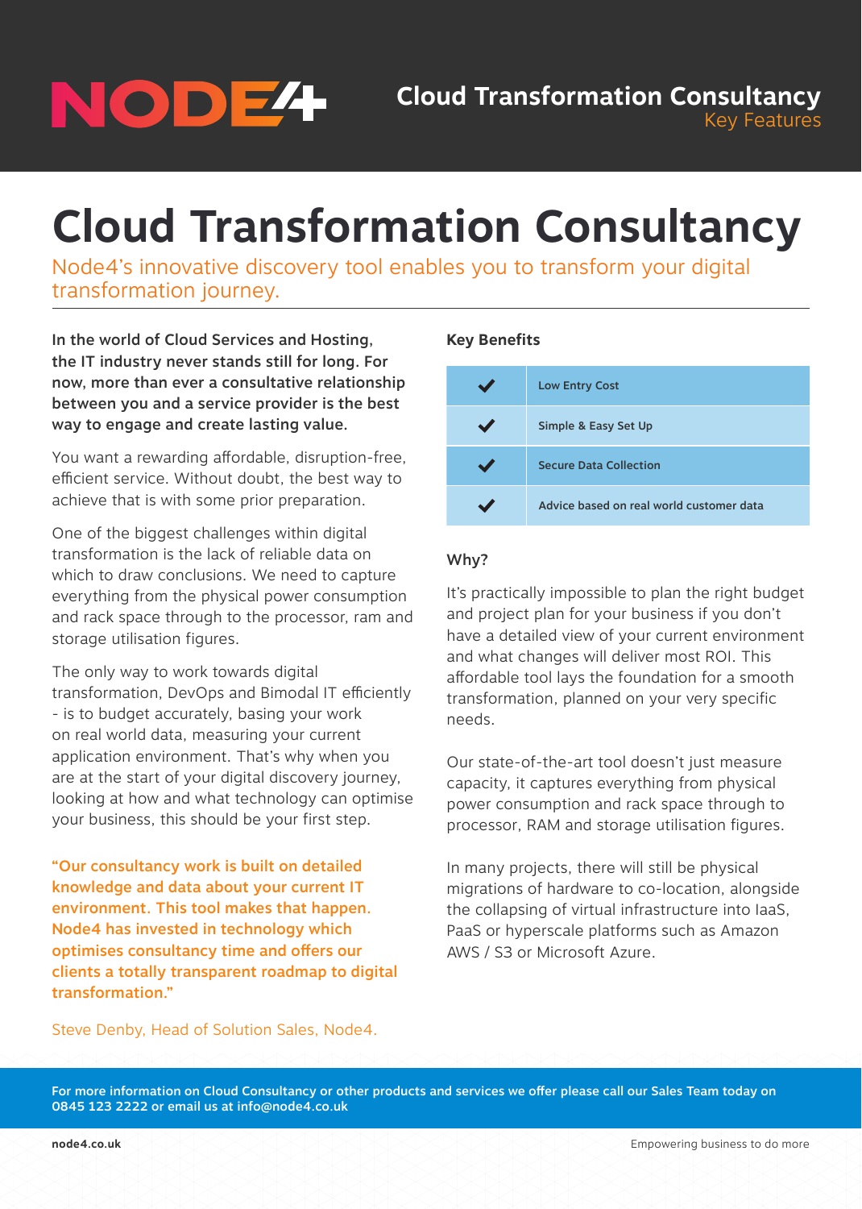# Cloud Transformation Consultancy

Node4's innovative discovery tool enables you to transform your digital transformation journey.

**In the world of Cloud Services and Hosting, the IT industry never stands still for long. For now, more than ever a consultative relationship between you and a service provider is the best way to engage and create lasting value.**

You want a rewarding affordable, disruption-free, efficient service. Without doubt, the best way to achieve that is with some prior preparation.

One of the biggest challenges within digital transformation is the lack of reliable data on which to draw conclusions. We need to capture everything from the physical power consumption and rack space through to the processor, ram and storage utilisation figures.

The only way to work towards digital transformation, DevOps and Bimodal IT efficiently - is to budget accurately, basing your work on real world data, measuring your current application environment. That's why when you are at the start of your digital discovery journey, looking at how and what technology can optimise your business, this should be your first step.

**"Our consultancy work is built on detailed knowledge and data about your current IT environment. This tool makes that happen. Node4 has invested in technology which optimises consultancy time and offers our clients a totally transparent roadmap to digital transformation."**

Steve Denby, Head of Solution Sales, Node4.

### Key Benefits

| | |
|---|---|
| ✔ | Low Entry Cost |
| ✔ | Simple & Easy Set Up |
| ✔ | Secure Data Collection |
| ✔ | Advice based on real world customer data |

### Why?

It's practically impossible to plan the right budget and project plan for your business if you don't have a detailed view of your current environment and what changes will deliver most ROI. This affordable tool lays the foundation for a smooth transformation, planned on your very specific needs.

Our state-of-the-art tool doesn't just measure capacity, it captures everything from physical power consumption and rack space through to processor, RAM and storage utilisation figures.

In many projects, there will still be physical migrations of hardware to co-location, alongside the collapsing of virtual infrastructure into IaaS, PaaS or hyperscale platforms such as Amazon AWS / S3 or Microsoft Azure.

**For more information on Cloud Consultancy or other products and services we offer please call our Sales Team today on 0845 123 2222 or email us at info@node4.co.uk**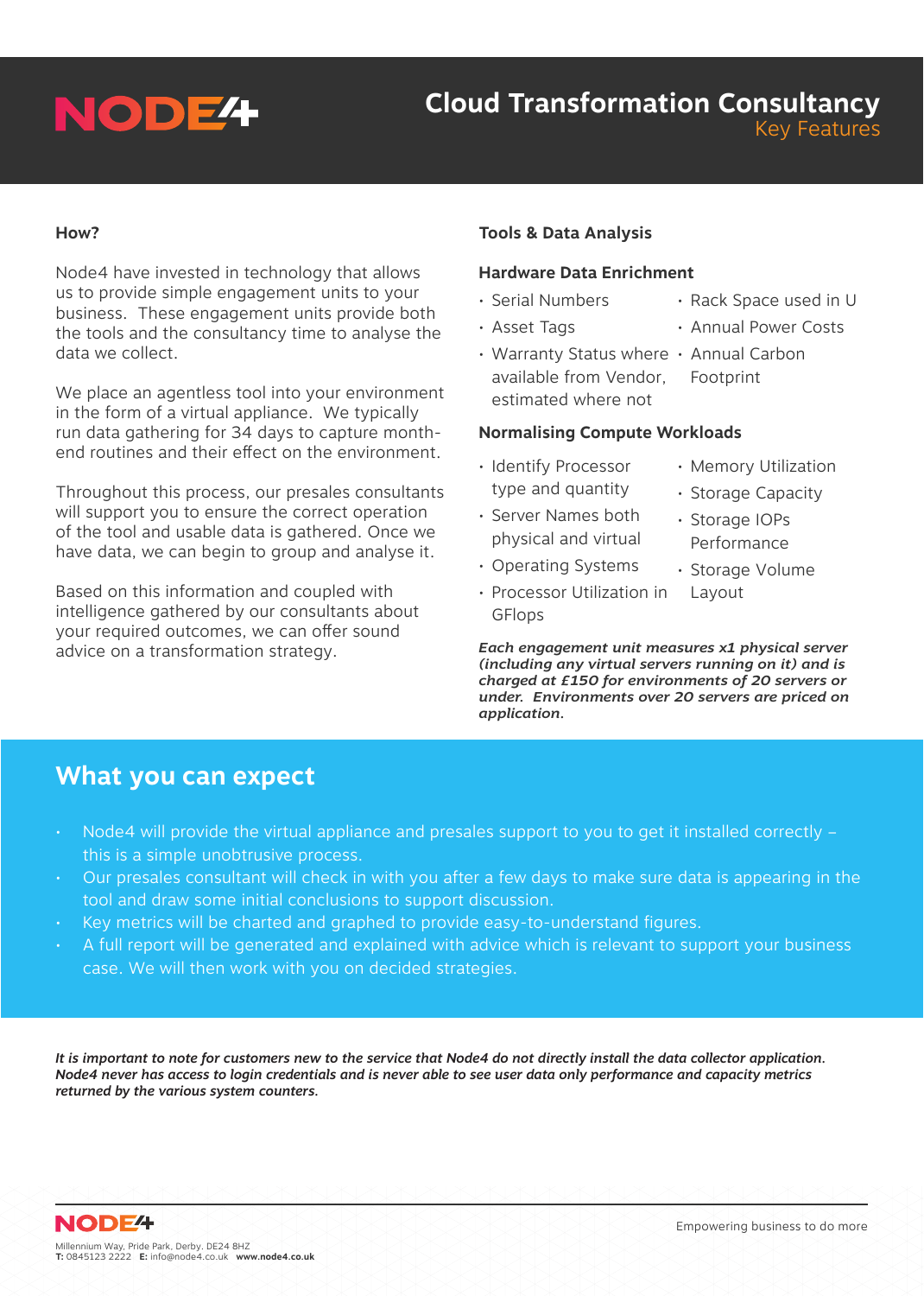# Cloud Transformation Consultancy

## Key Features

### How?

Node4 have invested in technology that allows us to provide simple engagement units to your business. These engagement units provide both the tools and the consultancy time to analyse the data we collect.

We place an agentless tool into your environment in the form of a virtual appliance. We typically run data gathering for 34 days to capture month-end routines and their effect on the environment.

Throughout this process, our presales consultants will support you to ensure the correct operation of the tool and usable data is gathered. Once we have data, we can begin to group and analyse it.

Based on this information and coupled with intelligence gathered by our consultants about your required outcomes, we can offer sound advice on a transformation strategy.

### Tools & Data Analysis

#### Hardware Data Enrichment

- Serial Numbers
- Asset Tags
- Warranty Status where available from Vendor, estimated where not
- Rack Space used in U
- Annual Power Costs
- Annual Carbon Footprint

#### Normalising Compute Workloads

- Identify Processor type and quantity
- Server Names both physical and virtual
- Operating Systems
- Processor Utilization in GFlops
- Memory Utilization
- Storage Capacity
- Storage IOPs Performance
- Storage Volume Layout

***Each engagement unit measures x1 physical server (including any virtual servers running on it) and is charged at £150 for environments of 20 servers or under. Environments over 20 servers are priced on application.***

## What you can expect

- Node4 will provide the virtual appliance and presales support to you to get it installed correctly – this is a simple unobtrusive process.
- Our presales consultant will check in with you after a few days to make sure data is appearing in the tool and draw some initial conclusions to support discussion.
- Key metrics will be charted and graphed to provide easy-to-understand figures.
- A full report will be generated and explained with advice which is relevant to support your business case. We will then work with you on decided strategies.

***It is important to note for customers new to the service that Node4 do not directly install the data collector application. Node4 never has access to login credentials and is never able to see user data only performance and capacity metrics returned by the various system counters.***

Millennium Way, Pride Park, Derby. DE24 8HZ
**T:** 0845123 2222 **E:** info@node4.co.uk **www.node4.co.uk**

Empowering business to do more